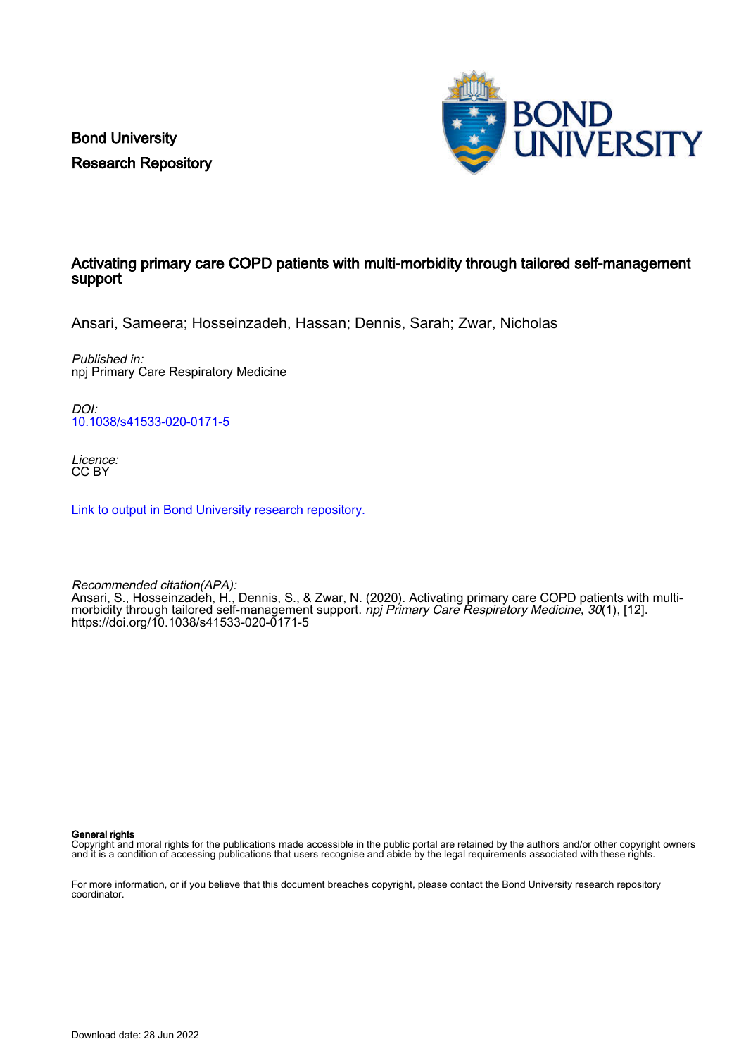Bond University
Research Repository

# Activating primary care COPD patients with multi-morbidity through tailored self-management support

Ansari, Sameera; Hosseinzadeh, Hassan; Dennis, Sarah; Zwar, Nicholas

*Published in:*
npj Primary Care Respiratory Medicine

*DOI:*
10.1038/s41533-020-0171-5

*Licence:*
CC BY

Link to output in Bond University research repository.

*Recommended citation(APA):*
Ansari, S., Hosseinzadeh, H., Dennis, S., & Zwar, N. (2020). Activating primary care COPD patients with multi-morbidity through tailored self-management support. *npj Primary Care Respiratory Medicine*, *30*(1), [12]. https://doi.org/10.1038/s41533-020-0171-5

**General rights**
Copyright and moral rights for the publications made accessible in the public portal are retained by the authors and/or other copyright owners and it is a condition of accessing publications that users recognise and abide by the legal requirements associated with these rights.

For more information, or if you believe that this document breaches copyright, please contact the Bond University research repository coordinator.

Download date: 28 Jun 2022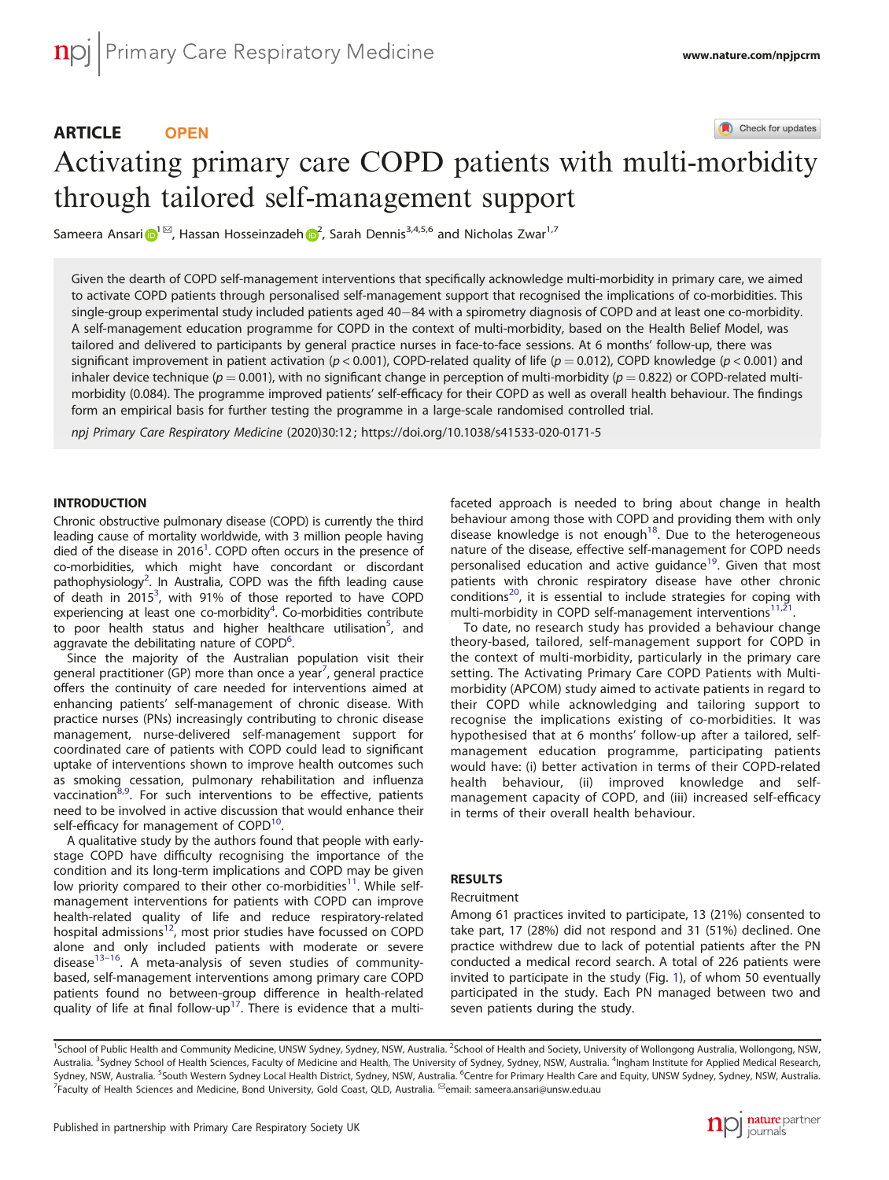# Activating primary care COPD patients with multi-morbidity through tailored self-management support

Sameera Ansari[1]✉, Hassan Hosseinzadeh[2], Sarah Dennis[3,4,5,6] and Nicholas Zwar[1,7]

Given the dearth of COPD self-management interventions that specifically acknowledge multi-morbidity in primary care, we aimed to activate COPD patients through personalised self-management support that recognised the implications of co-morbidities. This single-group experimental study included patients aged 40−84 with a spirometry diagnosis of COPD and at least one co-morbidity. A self-management education programme for COPD in the context of multi-morbidity, based on the Health Belief Model, was tailored and delivered to participants by general practice nurses in face-to-face sessions. At 6 months' follow-up, there was significant improvement in patient activation ($p < 0.001$), COPD-related quality of life ($p = 0.012$), COPD knowledge ($p < 0.001$) and inhaler device technique ($p = 0.001$), with no significant change in perception of multi-morbidity ($p = 0.822$) or COPD-related multi-morbidity (0.084). The programme improved patients' self-efficacy for their COPD as well as overall health behaviour. The findings form an empirical basis for further testing the programme in a large-scale randomised controlled trial.

*npj Primary Care Respiratory Medicine* (2020)30:12 ; https://doi.org/10.1038/s41533-020-0171-5

## INTRODUCTION

Chronic obstructive pulmonary disease (COPD) is currently the third leading cause of mortality worldwide, with 3 million people having died of the disease in 2016[1]. COPD often occurs in the presence of co-morbidities, which might have concordant or discordant pathophysiology[2]. In Australia, COPD was the fifth leading cause of death in 2015[3], with 91% of those reported to have COPD experiencing at least one co-morbidity[4]. Co-morbidities contribute to poor health status and higher healthcare utilisation[5], and aggravate the debilitating nature of COPD[6].

Since the majority of the Australian population visit their general practitioner (GP) more than once a year[7], general practice offers the continuity of care needed for interventions aimed at enhancing patients' self-management of chronic disease. With practice nurses (PNs) increasingly contributing to chronic disease management, nurse-delivered self-management support for coordinated care of patients with COPD could lead to significant uptake of interventions shown to improve health outcomes such as smoking cessation, pulmonary rehabilitation and influenza vaccination[8,9]. For such interventions to be effective, patients need to be involved in active discussion that would enhance their self-efficacy for management of COPD[10].

A qualitative study by the authors found that people with early-stage COPD have difficulty recognising the importance of the condition and its long-term implications and COPD may be given low priority compared to their other co-morbidities[11]. While self-management interventions for patients with COPD can improve health-related quality of life and reduce respiratory-related hospital admissions[12], most prior studies have focussed on COPD alone and only included patients with moderate or severe disease[13–16]. A meta-analysis of seven studies of community-based, self-management interventions among primary care COPD patients found no between-group difference in health-related quality of life at final follow-up[17]. There is evidence that a multi-faceted approach is needed to bring about change in health behaviour among those with COPD and providing them with only disease knowledge is not enough[18]. Due to the heterogeneous nature of the disease, effective self-management for COPD needs personalised education and active guidance[19]. Given that most patients with chronic respiratory disease have other chronic conditions[20], it is essential to include strategies for coping with multi-morbidity in COPD self-management interventions[11,21].

To date, no research study has provided a behaviour change theory-based, tailored, self-management support for COPD in the context of multi-morbidity, particularly in the primary care setting. The Activating Primary Care COPD Patients with Multi-morbidity (APCOM) study aimed to activate patients in regard to their COPD while acknowledging and tailoring support to recognise the implications existing of co-morbidities. It was hypothesised that at 6 months' follow-up after a tailored, self-management education programme, participating patients would have: (i) better activation in terms of their COPD-related health behaviour, (ii) improved knowledge and self-management capacity of COPD, and (iii) increased self-efficacy in terms of their overall health behaviour.

## RESULTS

### Recruitment

Among 61 practices invited to participate, 13 (21%) consented to take part, 17 (28%) did not respond and 31 (51%) declined. One practice withdrew due to lack of potential patients after the PN conducted a medical record search. A total of 226 patients were invited to participate in the study (Fig. 1), of whom 50 eventually participated in the study. Each PN managed between two and seven patients during the study.

[1]School of Public Health and Community Medicine, UNSW Sydney, Sydney, NSW, Australia. [2]School of Health and Society, University of Wollongong Australia, Wollongong, NSW, Australia. [3]Sydney School of Health Sciences, Faculty of Medicine and Health, The University of Sydney, Sydney, NSW, Australia. [4]Ingham Institute for Applied Medical Research, Sydney, NSW, Australia. [5]South Western Sydney Local Health District, Sydney, NSW, Australia. [6]Centre for Primary Health Care and Equity, UNSW Sydney, Sydney, NSW, Australia. [7]Faculty of Health Sciences and Medicine, Bond University, Gold Coast, QLD, Australia. ✉email: sameera.ansari@unsw.edu.au

Published in partnership with Primary Care Respiratory Society UK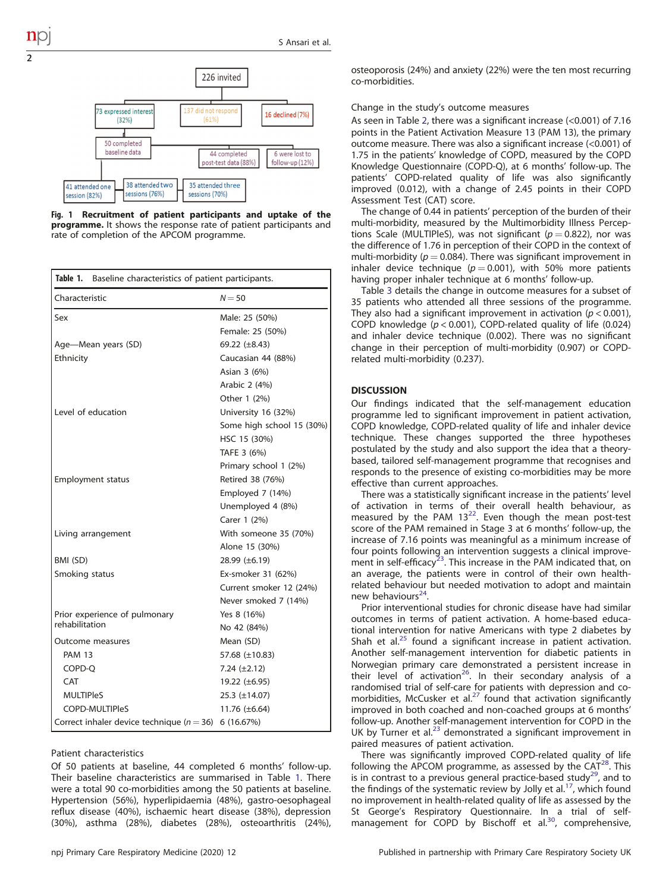226 invited

73 expressed interest (32%)

137 did not respond (61%)

16 declined (7%)

50 completed baseline data

44 completed post-test data (88%)

6 were lost to follow-up (12%)

41 attended one session (82%)

38 attended two sessions (76%)

35 attended three sessions (70%)

**Fig. 1 Recruitment of patient participants and uptake of the programme.** It shows the response rate of patient participants and rate of completion of the APCOM programme.

**Table 1.** Baseline characteristics of patient participants.

| Characteristic | $N = 50$ |
|---|---|
| Sex | Male: 25 (50%) |
| | Female: 25 (50%) |
| Age—Mean years (SD) | 69.22 (±8.43) |
| Ethnicity | Caucasian 44 (88%) |
| | Asian 3 (6%) |
| | Arabic 2 (4%) |
| | Other 1 (2%) |
| Level of education | University 16 (32%) |
| | Some high school 15 (30%) |
| | HSC 15 (30%) |
| | TAFE 3 (6%) |
| | Primary school 1 (2%) |
| Employment status | Retired 38 (76%) |
| | Employed 7 (14%) |
| | Unemployed 4 (8%) |
| | Carer 1 (2%) |
| Living arrangement | With someone 35 (70%) |
| | Alone 15 (30%) |
| BMI (SD) | 28.99 (±6.19) |
| Smoking status | Ex-smoker 31 (62%) |
| | Current smoker 12 (24%) |
| | Never smoked 7 (14%) |
| Prior experience of pulmonary rehabilitation | Yes 8 (16%) |
| | No 42 (84%) |
| Outcome measures | Mean (SD) |
| PAM 13 | 57.68 (±10.83) |
| COPD-Q | 7.24 (±2.12) |
| CAT | 19.22 (±6.95) |
| MULTIPleS | 25.3 (±14.07) |
| COPD-MULTIPleS | 11.76 (±6.64) |
| Correct inhaler device technique ($n = 36$) | 6 (16.67%) |

### Patient characteristics

Of 50 patients at baseline, 44 completed 6 months' follow-up. Their baseline characteristics are summarised in Table 1. There were a total 90 co-morbidities among the 50 patients at baseline. Hypertension (56%), hyperlipidaemia (48%), gastro-oesophageal reflux disease (40%), ischaemic heart disease (38%), depression (30%), asthma (28%), diabetes (28%), osteoarthritis (24%), osteoporosis (24%) and anxiety (22%) were the ten most recurring co-morbidities.

### Change in the study's outcome measures

As seen in Table 2, there was a significant increase (<0.001) of 7.16 points in the Patient Activation Measure 13 (PAM 13), the primary outcome measure. There was also a significant increase (<0.001) of 1.75 in the patients' knowledge of COPD, measured by the COPD Knowledge Questionnaire (COPD-Q), at 6 months' follow-up. The patients' COPD-related quality of life was also significantly improved (0.012), with a change of 2.45 points in their COPD Assessment Test (CAT) score.

The change of 0.44 in patients' perception of the burden of their multi-morbidity, measured by the Multimorbidity Illness Perceptions Scale (MULTIPleS), was not significant ($p = 0.822$), nor was the difference of 1.76 in perception of their COPD in the context of multi-morbidity ($p = 0.084$). There was significant improvement in inhaler device technique ($p = 0.001$), with 50% more patients having proper inhaler technique at 6 months' follow-up.

Table 3 details the change in outcome measures for a subset of 35 patients who attended all three sessions of the programme. They also had a significant improvement in activation ($p < 0.001$), COPD knowledge ($p < 0.001$), COPD-related quality of life (0.024) and inhaler device technique (0.002). There was no significant change in their perception of multi-morbidity (0.907) or COPD-related multi-morbidity (0.237).

## DISCUSSION

Our findings indicated that the self-management education programme led to significant improvement in patient activation, COPD knowledge, COPD-related quality of life and inhaler device technique. These changes supported the three hypotheses postulated by the study and also support the idea that a theory-based, tailored self-management programme that recognises and responds to the presence of existing co-morbidities may be more effective than current approaches.

There was a statistically significant increase in the patients' level of activation in terms of their overall health behaviour, as measured by the PAM 13[22]. Even though the mean post-test score of the PAM remained in Stage 3 at 6 months' follow-up, the increase of 7.16 points was meaningful as a minimum increase of four points following an intervention suggests a clinical improvement in self-efficacy[23]. This increase in the PAM indicated that, on an average, the patients were in control of their own health-related behaviour but needed motivation to adopt and maintain new behaviours[24].

Prior interventional studies for chronic disease have had similar outcomes in terms of patient activation. A home-based educational intervention for native Americans with type 2 diabetes by Shah et al.[25] found a significant increase in patient activation. Another self-management intervention for diabetic patients in Norwegian primary care demonstrated a persistent increase in their level of activation[26]. In their secondary analysis of a randomised trial of self-care for patients with depression and co-morbidities, McCusker et al.[27] found that activation significantly improved in both coached and non-coached groups at 6 months' follow-up. Another self-management intervention for COPD in the UK by Turner et al.[23] demonstrated a significant improvement in paired measures of patient activation.

There was significantly improved COPD-related quality of life following the APCOM programme, as assessed by the CAT[28]. This is in contrast to a previous general practice-based study[29], and to the findings of the systematic review by Jolly et al.[17], which found no improvement in health-related quality of life as assessed by the St George's Respiratory Questionnaire. In a trial of self-management for COPD by Bischoff et al.[30], comprehensive,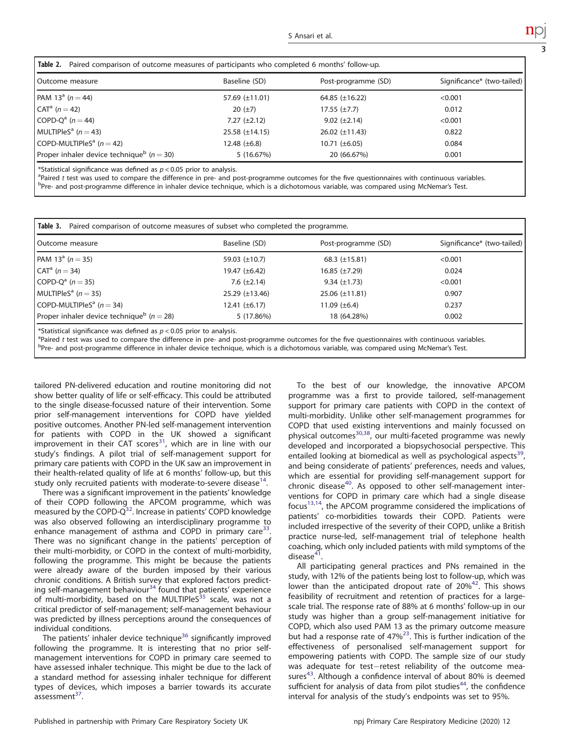**Table 2.** Paired comparison of outcome measures of participants who completed 6 months' follow-up.

| Outcome measure | Baseline (SD) | Post-programme (SD) | Significance* (two-tailed) |
|---|---|---|---|
| PAM 13[a] ($n = 44$) | 57.69 (±11.01) | 64.85 (±16.22) | <0.001 |
| CAT[a] ($n = 42$) | 20 (±7) | 17.55 (±7.7) | 0.012 |
| COPD-Q[a] ($n = 44$) | 7.27 (±2.12) | 9.02 (±2.14) | <0.001 |
| MULTIPleS[a] ($n = 43$) | 25.58 (±14.15) | 26.02 (±11.43) | 0.822 |
| COPD-MULTIPleS[a] ($n = 42$) | 12.48 (±6.8) | 10.71 (±6.05) | 0.084 |
| Proper inhaler device technique[b] ($n = 30$) | 5 (16.67%) | 20 (66.67%) | 0.001 |

*Statistical significance was defined as $p < 0.05$ prior to analysis.
[a]Paired *t* test was used to compare the difference in pre- and post-programme outcomes for the five questionnaires with continuous variables.
[b]Pre- and post-programme difference in inhaler device technique, which is a dichotomous variable, was compared using McNemar's Test.

**Table 3.** Paired comparison of outcome measures of subset who completed the programme.

| Outcome measure | Baseline (SD) | Post-programme (SD) | Significance* (two-tailed) |
|---|---|---|---|
| PAM 13[a] ($n = 35$) | 59.03 (±10.7) | 68.3 (±15.81) | <0.001 |
| CAT[a] ($n = 34$) | 19.47 (±6.42) | 16.85 (±7.29) | 0.024 |
| COPD-Q[a] ($n = 35$) | 7.6 (±2.14) | 9.34 (±1.73) | <0.001 |
| MULTIPleS[a] ($n = 35$) | 25.29 (±13.46) | 25.06 (±11.81) | 0.907 |
| COPD-MULTIPleS[a] ($n = 34$) | 12.41 (±6.17) | 11.09 (±6.4) | 0.237 |
| Proper inhaler device technique[b] ($n = 28$) | 5 (17.86%) | 18 (64.28%) | 0.002 |

*Statistical significance was defined as $p < 0.05$ prior to analysis.
[a]Paired *t* test was used to compare the difference in pre- and post-programme outcomes for the five questionnaires with continuous variables.
[b]Pre- and post-programme difference in inhaler device technique, which is a dichotomous variable, was compared using McNemar's Test.

tailored PN-delivered education and routine monitoring did not show better quality of life or self-efficacy. This could be attributed to the single disease-focussed nature of their intervention. Some prior self-management interventions for COPD have yielded positive outcomes. Another PN-led self-management intervention for patients with COPD in the UK showed a significant improvement in their CAT scores[31], which are in line with our study's findings. A pilot trial of self-management support for primary care patients with COPD in the UK saw an improvement in their health-related quality of life at 6 months' follow-up, but this study only recruited patients with moderate-to-severe disease[14].

There was a significant improvement in the patients' knowledge of their COPD following the APCOM programme, which was measured by the COPD-Q[32]. Increase in patients' COPD knowledge was also observed following an interdisciplinary programme to enhance management of asthma and COPD in primary care[33]. There was no significant change in the patients' perception of their multi-morbidity, or COPD in the context of multi-morbidity, following the programme. This might be because the patients were already aware of the burden imposed by their various chronic conditions. A British survey that explored factors predicting self-management behaviour[34] found that patients' experience of multi-morbidity, based on the MULTIPleS[35] scale, was not a critical predictor of self-management; self-management behaviour was predicted by illness perceptions around the consequences of individual conditions.

The patients' inhaler device technique[36] significantly improved following the programme. It is interesting that no prior self-management interventions for COPD in primary care seemed to have assessed inhaler technique. This might be due to the lack of a standard method for assessing inhaler technique for different types of devices, which imposes a barrier towards its accurate assessment[37].

To the best of our knowledge, the innovative APCOM programme was a first to provide tailored, self-management support for primary care patients with COPD in the context of multi-morbidity. Unlike other self-management programmes for COPD that used existing interventions and mainly focussed on physical outcomes[30,38], our multi-faceted programme was newly developed and incorporated a biopsychosocial perspective. This entailed looking at biomedical as well as psychological aspects[39], and being considerate of patients' preferences, needs and values, which are essential for providing self-management support for chronic disease[40]. As opposed to other self-management interventions for COPD in primary care which had a single disease focus[13,14], the APCOM programme considered the implications of patients' co-morbidities towards their COPD. Patients were included irrespective of the severity of their COPD, unlike a British practice nurse-led, self-management trial of telephone health coaching, which only included patients with mild symptoms of the disease[41].

All participating general practices and PNs remained in the study, with 12% of the patients being lost to follow-up, which was lower than the anticipated dropout rate of 20%[42]. This shows feasibility of recruitment and retention of practices for a large-scale trial. The response rate of 88% at 6 months' follow-up in our study was higher than a group self-management initiative for COPD, which also used PAM 13 as the primary outcome measure but had a response rate of 47%[23]. This is further indication of the effectiveness of personalised self-management support for empowering patients with COPD. The sample size of our study was adequate for test−retest reliability of the outcome measures[43]. Although a confidence interval of about 80% is deemed sufficient for analysis of data from pilot studies[44], the confidence interval for analysis of the study's endpoints was set to 95%.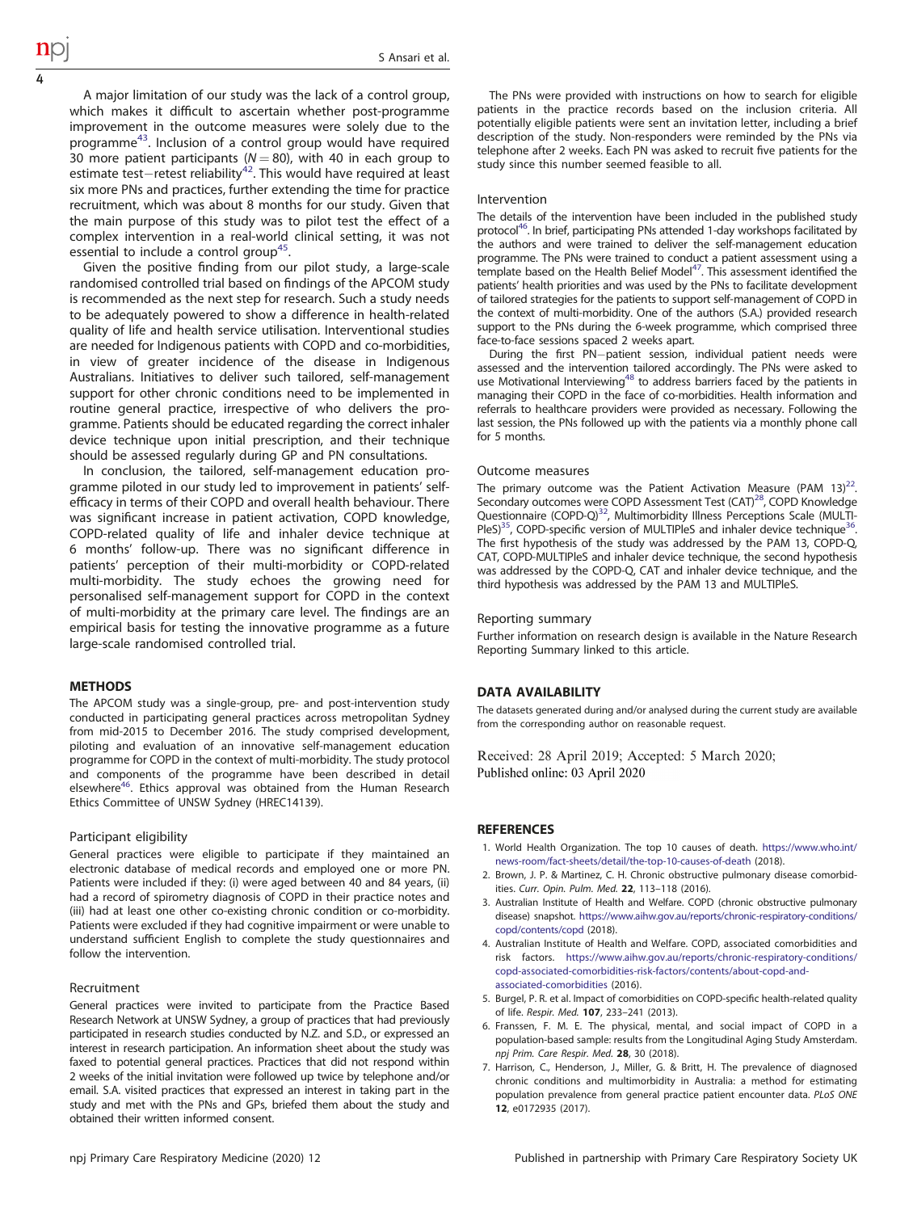A major limitation of our study was the lack of a control group, which makes it difficult to ascertain whether post-programme improvement in the outcome measures were solely due to the programme[43]. Inclusion of a control group would have required 30 more patient participants ($N = 80$), with 40 in each group to estimate test−retest reliability[42]. This would have required at least six more PNs and practices, further extending the time for practice recruitment, which was about 8 months for our study. Given that the main purpose of this study was to pilot test the effect of a complex intervention in a real-world clinical setting, it was not essential to include a control group[45].

Given the positive finding from our pilot study, a large-scale randomised controlled trial based on findings of the APCOM study is recommended as the next step for research. Such a study needs to be adequately powered to show a difference in health-related quality of life and health service utilisation. Interventional studies are needed for Indigenous patients with COPD and co-morbidities, in view of greater incidence of the disease in Indigenous Australians. Initiatives to deliver such tailored, self-management support for other chronic conditions need to be implemented in routine general practice, irrespective of who delivers the programme. Patients should be educated regarding the correct inhaler device technique upon initial prescription, and their technique should be assessed regularly during GP and PN consultations.

In conclusion, the tailored, self-management education programme piloted in our study led to improvement in patients' self-efficacy in terms of their COPD and overall health behaviour. There was significant increase in patient activation, COPD knowledge, COPD-related quality of life and inhaler device technique at 6 months' follow-up. There was no significant difference in patients' perception of their multi-morbidity or COPD-related multi-morbidity. The study echoes the growing need for personalised self-management support for COPD in the context of multi-morbidity at the primary care level. The findings are an empirical basis for testing the innovative programme as a future large-scale randomised controlled trial.

## METHODS

The APCOM study was a single-group, pre- and post-intervention study conducted in participating general practices across metropolitan Sydney from mid-2015 to December 2016. The study comprised development, piloting and evaluation of an innovative self-management education programme for COPD in the context of multi-morbidity. The study protocol and components of the programme have been described in detail elsewhere[46]. Ethics approval was obtained from the Human Research Ethics Committee of UNSW Sydney (HREC14139).

### Participant eligibility

General practices were eligible to participate if they maintained an electronic database of medical records and employed one or more PN. Patients were included if they: (i) were aged between 40 and 84 years, (ii) had a record of spirometry diagnosis of COPD in their practice notes and (iii) had at least one other co-existing chronic condition or co-morbidity. Patients were excluded if they had cognitive impairment or were unable to understand sufficient English to complete the study questionnaires and follow the intervention.

### Recruitment

General practices were invited to participate from the Practice Based Research Network at UNSW Sydney, a group of practices that had previously participated in research studies conducted by N.Z. and S.D., or expressed an interest in research participation. An information sheet about the study was faxed to potential general practices. Practices that did not respond within 2 weeks of the initial invitation were followed up twice by telephone and/or email. S.A. visited practices that expressed an interest in taking part in the study and met with the PNs and GPs, briefed them about the study and obtained their written informed consent.

The PNs were provided with instructions on how to search for eligible patients in the practice records based on the inclusion criteria. All potentially eligible patients were sent an invitation letter, including a brief description of the study. Non-responders were reminded by the PNs via telephone after 2 weeks. Each PN was asked to recruit five patients for the study since this number seemed feasible to all.

### Intervention

The details of the intervention have been included in the published study protocol[46]. In brief, participating PNs attended 1-day workshops facilitated by the authors and were trained to deliver the self-management education programme. The PNs were trained to conduct a patient assessment using a template based on the Health Belief Model[47]. This assessment identified the patients' health priorities and was used by the PNs to facilitate development of tailored strategies for the patients to support self-management of COPD in the context of multi-morbidity. One of the authors (S.A.) provided research support to the PNs during the 6-week programme, which comprised three face-to-face sessions spaced 2 weeks apart.

During the first PN−patient session, individual patient needs were assessed and the intervention tailored accordingly. The PNs were asked to use Motivational Interviewing[48] to address barriers faced by the patients in managing their COPD in the face of co-morbidities. Health information and referrals to healthcare providers were provided as necessary. Following the last session, the PNs followed up with the patients via a monthly phone call for 5 months.

### Outcome measures

The primary outcome was the Patient Activation Measure (PAM 13)[22]. Secondary outcomes were COPD Assessment Test (CAT)[28], COPD Knowledge Questionnaire (COPD-Q)[32], Multimorbidity Illness Perceptions Scale (MULTIPleS)[35], COPD-specific version of MULTIPleS and inhaler device technique[36]. The first hypothesis of the study was addressed by the PAM 13, COPD-Q, CAT, COPD-MULTIPleS and inhaler device technique, the second hypothesis was addressed by the COPD-Q, CAT and inhaler device technique, and the third hypothesis was addressed by the PAM 13 and MULTIPleS.

### Reporting summary

Further information on research design is available in the Nature Research Reporting Summary linked to this article.

## DATA AVAILABILITY

The datasets generated during and/or analysed during the current study are available from the corresponding author on reasonable request.

Received: 28 April 2019; Accepted: 5 March 2020;
Published online: 03 April 2020

## REFERENCES

1. World Health Organization. The top 10 causes of death. https://www.who.int/news-room/fact-sheets/detail/the-top-10-causes-of-death (2018).
2. Brown, J. P. & Martinez, C. H. Chronic obstructive pulmonary disease comorbidities. *Curr. Opin. Pulm. Med.* **22**, 113–118 (2016).
3. Australian Institute of Health and Welfare. COPD (chronic obstructive pulmonary disease) snapshot. https://www.aihw.gov.au/reports/chronic-respiratory-conditions/copd/contents/copd (2018).
4. Australian Institute of Health and Welfare. COPD, associated comorbidities and risk factors. https://www.aihw.gov.au/reports/chronic-respiratory-conditions/copd-associated-comorbidities-risk-factors/contents/about-copd-and-associated-comorbidities (2016).
5. Burgel, P. R. et al. Impact of comorbidities on COPD-specific health-related quality of life. *Respir. Med.* **107**, 233–241 (2013).
6. Franssen, F. M. E. The physical, mental, and social impact of COPD in a population-based sample: results from the Longitudinal Aging Study Amsterdam. *npj Prim. Care Respir. Med.* **28**, 30 (2018).
7. Harrison, C., Henderson, J., Miller, G. & Britt, H. The prevalence of diagnosed chronic conditions and multimorbidity in Australia: a method for estimating population prevalence from general practice patient encounter data. *PLoS ONE* **12**, e0172935 (2017).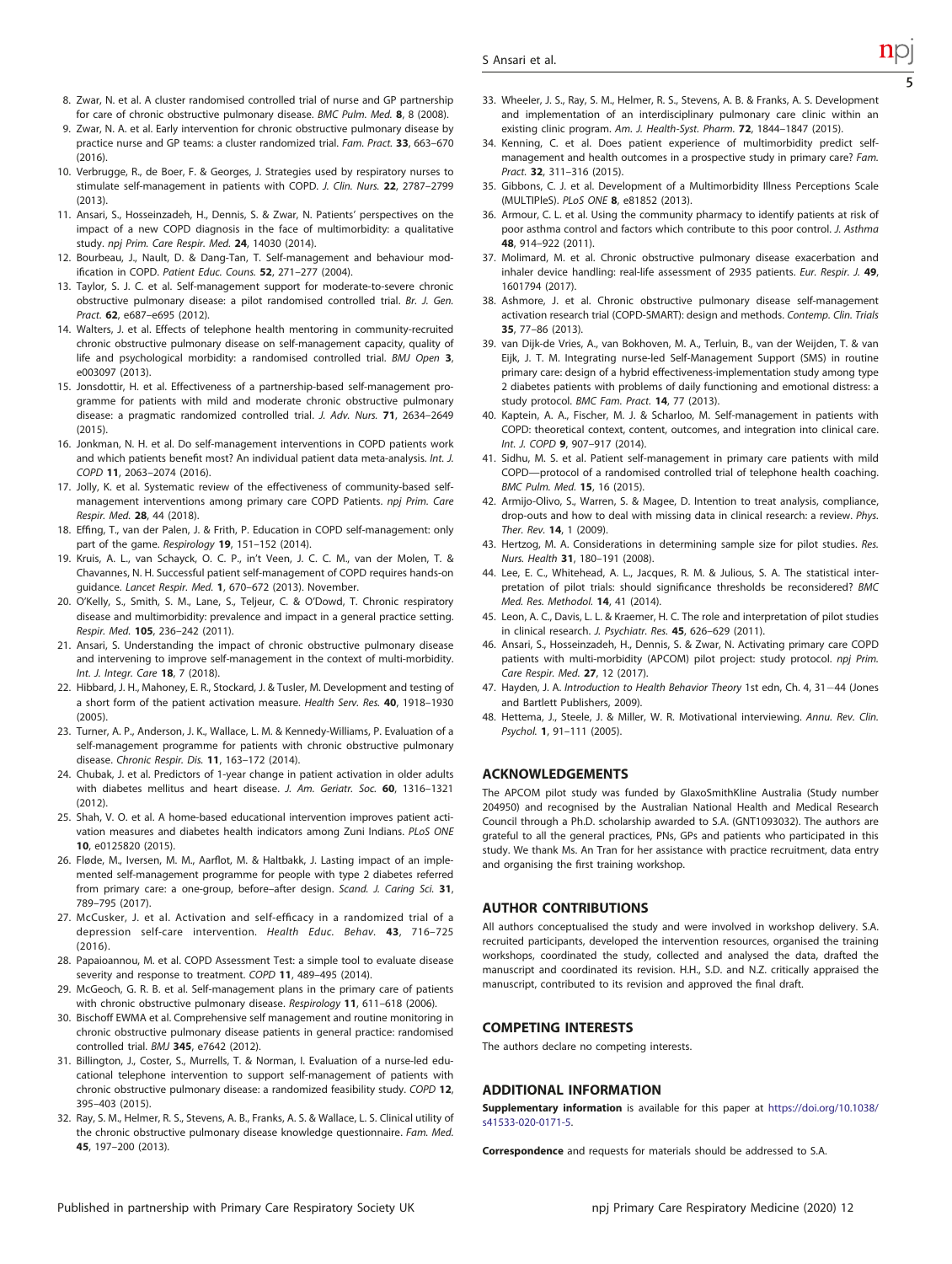8. Zwar, N. et al. A cluster randomised controlled trial of nurse and GP partnership for care of chronic obstructive pulmonary disease. *BMC Pulm. Med.* **8**, 8 (2008).
9. Zwar, N. A. et al. Early intervention for chronic obstructive pulmonary disease by practice nurse and GP teams: a cluster randomized trial. *Fam. Pract.* **33**, 663–670 (2016).
10. Verbrugge, R., de Boer, F. & Georges, J. Strategies used by respiratory nurses to stimulate self-management in patients with COPD. *J. Clin. Nurs.* **22**, 2787–2799 (2013).
11. Ansari, S., Hosseinzadeh, H., Dennis, S. & Zwar, N. Patients' perspectives on the impact of a new COPD diagnosis in the face of multimorbidity: a qualitative study. *npj Prim. Care Respir. Med.* **24**, 14030 (2014).
12. Bourbeau, J., Nault, D. & Dang-Tan, T. Self-management and behaviour modification in COPD. *Patient Educ. Couns.* **52**, 271–277 (2004).
13. Taylor, S. J. C. et al. Self-management support for moderate-to-severe chronic obstructive pulmonary disease: a pilot randomised controlled trial. *Br. J. Gen. Pract.* **62**, e687–e695 (2012).
14. Walters, J. et al. Effects of telephone health mentoring in community-recruited chronic obstructive pulmonary disease on self-management capacity, quality of life and psychological morbidity: a randomised controlled trial. *BMJ Open* **3**, e003097 (2013).
15. Jonsdottir, H. et al. Effectiveness of a partnership-based self-management programme for patients with mild and moderate chronic obstructive pulmonary disease: a pragmatic randomized controlled trial. *J. Adv. Nurs.* **71**, 2634–2649 (2015).
16. Jonkman, N. H. et al. Do self-management interventions in COPD patients work and which patients benefit most? An individual patient data meta-analysis. *Int. J. COPD* **11**, 2063–2074 (2016).
17. Jolly, K. et al. Systematic review of the effectiveness of community-based self-management interventions among primary care COPD Patients. *npj Prim. Care Respir. Med.* **28**, 44 (2018).
18. Effing, T., van der Palen, J. & Frith, P. Education in COPD self-management: only part of the game. *Respirology* **19**, 151–152 (2014).
19. Kruis, A. L., van Schayck, O. C. P., in't Veen, J. C. C. M., van der Molen, T. & Chavannes, N. H. Successful patient self-management of COPD requires hands-on guidance. *Lancet Respir. Med.* **1**, 670–672 (2013). November.
20. O'Kelly, S., Smith, S. M., Lane, S., Teljeur, C. & O'Dowd, T. Chronic respiratory disease and multimorbidity: prevalence and impact in a general practice setting. *Respir. Med.* **105**, 236–242 (2011).
21. Ansari, S. Understanding the impact of chronic obstructive pulmonary disease and intervening to improve self-management in the context of multi-morbidity. *Int. J. Integr. Care* **18**, 7 (2018).
22. Hibbard, J. H., Mahoney, E. R., Stockard, J. & Tusler, M. Development and testing of a short form of the patient activation measure. *Health Serv. Res.* **40**, 1918–1930 (2005).
23. Turner, A. P., Anderson, J. K., Wallace, L. M. & Kennedy-Williams, P. Evaluation of a self-management programme for patients with chronic obstructive pulmonary disease. *Chronic Respir. Dis.* **11**, 163–172 (2014).
24. Chubak, J. et al. Predictors of 1-year change in patient activation in older adults with diabetes mellitus and heart disease. *J. Am. Geriatr. Soc.* **60**, 1316–1321 (2012).
25. Shah, V. O. et al. A home-based educational intervention improves patient activation measures and diabetes health indicators among Zuni Indians. *PLoS ONE* **10**, e0125820 (2015).
26. Fløde, M., Iversen, M. M., Aarflot, M. & Haltbakk, J. Lasting impact of an implemented self-management programme for people with type 2 diabetes referred from primary care: a one-group, before–after design. *Scand. J. Caring Sci.* **31**, 789–795 (2017).
27. McCusker, J. et al. Activation and self-efficacy in a randomized trial of a depression self-care intervention. *Health Educ. Behav.* **43**, 716–725 (2016).
28. Papaioannou, M. et al. COPD Assessment Test: a simple tool to evaluate disease severity and response to treatment. *COPD* **11**, 489–495 (2014).
29. McGeoch, G. R. B. et al. Self-management plans in the primary care of patients with chronic obstructive pulmonary disease. *Respirology* **11**, 611–618 (2006).
30. Bischoff EWMA et al. Comprehensive self management and routine monitoring in chronic obstructive pulmonary disease patients in general practice: randomised controlled trial. *BMJ* **345**, e7642 (2012).
31. Billington, J., Coster, S., Murrells, T. & Norman, I. Evaluation of a nurse-led educational telephone intervention to support self-management of patients with chronic obstructive pulmonary disease: a randomized feasibility study. *COPD* **12**, 395–403 (2015).
32. Ray, S. M., Helmer, R. S., Stevens, A. B., Franks, A. S. & Wallace, L. S. Clinical utility of the chronic obstructive pulmonary disease knowledge questionnaire. *Fam. Med.* **45**, 197–200 (2013).
33. Wheeler, J. S., Ray, S. M., Helmer, R. S., Stevens, A. B. & Franks, A. S. Development and implementation of an interdisciplinary pulmonary care clinic within an existing clinic program. *Am. J. Health-Syst. Pharm.* **72**, 1844–1847 (2015).
34. Kenning, C. et al. Does patient experience of multimorbidity predict self-management and health outcomes in a prospective study in primary care? *Fam. Pract.* **32**, 311–316 (2015).
35. Gibbons, C. J. et al. Development of a Multimorbidity Illness Perceptions Scale (MULTIPleS). *PLoS ONE* **8**, e81852 (2013).
36. Armour, C. L. et al. Using the community pharmacy to identify patients at risk of poor asthma control and factors which contribute to this poor control. *J. Asthma* **48**, 914–922 (2011).
37. Molimard, M. et al. Chronic obstructive pulmonary disease exacerbation and inhaler device handling: real-life assessment of 2935 patients. *Eur. Respir. J.* **49**, 1601794 (2017).
38. Ashmore, J. et al. Chronic obstructive pulmonary disease self-management activation research trial (COPD-SMART): design and methods. *Contemp. Clin. Trials* **35**, 77–86 (2013).
39. van Dijk-de Vries, A., van Bokhoven, M. A., Terluin, B., van der Weijden, T. & van Eijk, J. T. M. Integrating nurse-led Self-Management Support (SMS) in routine primary care: design of a hybrid effectiveness-implementation study among type 2 diabetes patients with problems of daily functioning and emotional distress: a study protocol. *BMC Fam. Pract.* **14**, 77 (2013).
40. Kaptein, A. A., Fischer, M. J. & Scharloo, M. Self-management in patients with COPD: theoretical context, content, outcomes, and integration into clinical care. *Int. J. COPD* **9**, 907–917 (2014).
41. Sidhu, M. S. et al. Patient self-management in primary care patients with mild COPD—protocol of a randomised controlled trial of telephone health coaching. *BMC Pulm. Med.* **15**, 16 (2015).
42. Armijo-Olivo, S., Warren, S. & Magee, D. Intention to treat analysis, compliance, drop-outs and how to deal with missing data in clinical research: a review. *Phys. Ther. Rev.* **14**, 1 (2009).
43. Hertzog, M. A. Considerations in determining sample size for pilot studies. *Res. Nurs. Health* **31**, 180–191 (2008).
44. Lee, E. C., Whitehead, A. L., Jacques, R. M. & Julious, S. A. The statistical interpretation of pilot trials: should significance thresholds be reconsidered? *BMC Med. Res. Methodol.* **14**, 41 (2014).
45. Leon, A. C., Davis, L. L. & Kraemer, H. C. The role and interpretation of pilot studies in clinical research. *J. Psychiatr. Res.* **45**, 626–629 (2011).
46. Ansari, S., Hosseinzadeh, H., Dennis, S. & Zwar, N. Activating primary care COPD patients with multi-morbidity (APCOM) pilot project: study protocol. *npj Prim. Care Respir. Med.* **27**, 12 (2017).
47. Hayden, J. A. *Introduction to Health Behavior Theory* 1st edn, Ch. 4, 31−44 (Jones and Bartlett Publishers, 2009).
48. Hettema, J., Steele, J. & Miller, W. R. Motivational interviewing. *Annu. Rev. Clin. Psychol.* **1**, 91–111 (2005).

## ACKNOWLEDGEMENTS

The APCOM pilot study was funded by GlaxoSmithKline Australia (Study number 204950) and recognised by the Australian National Health and Medical Research Council through a Ph.D. scholarship awarded to S.A. (GNT1093032). The authors are grateful to all the general practices, PNs, GPs and patients who participated in this study. We thank Ms. An Tran for her assistance with practice recruitment, data entry and organising the first training workshop.

## AUTHOR CONTRIBUTIONS

All authors conceptualised the study and were involved in workshop delivery. S.A. recruited participants, developed the intervention resources, organised the training workshops, coordinated the study, collected and analysed the data, drafted the manuscript and coordinated its revision. H.H., S.D. and N.Z. critically appraised the manuscript, contributed to its revision and approved the final draft.

## COMPETING INTERESTS

The authors declare no competing interests.

## ADDITIONAL INFORMATION

**Supplementary information** is available for this paper at https://doi.org/10.1038/s41533-020-0171-5.

**Correspondence** and requests for materials should be addressed to S.A.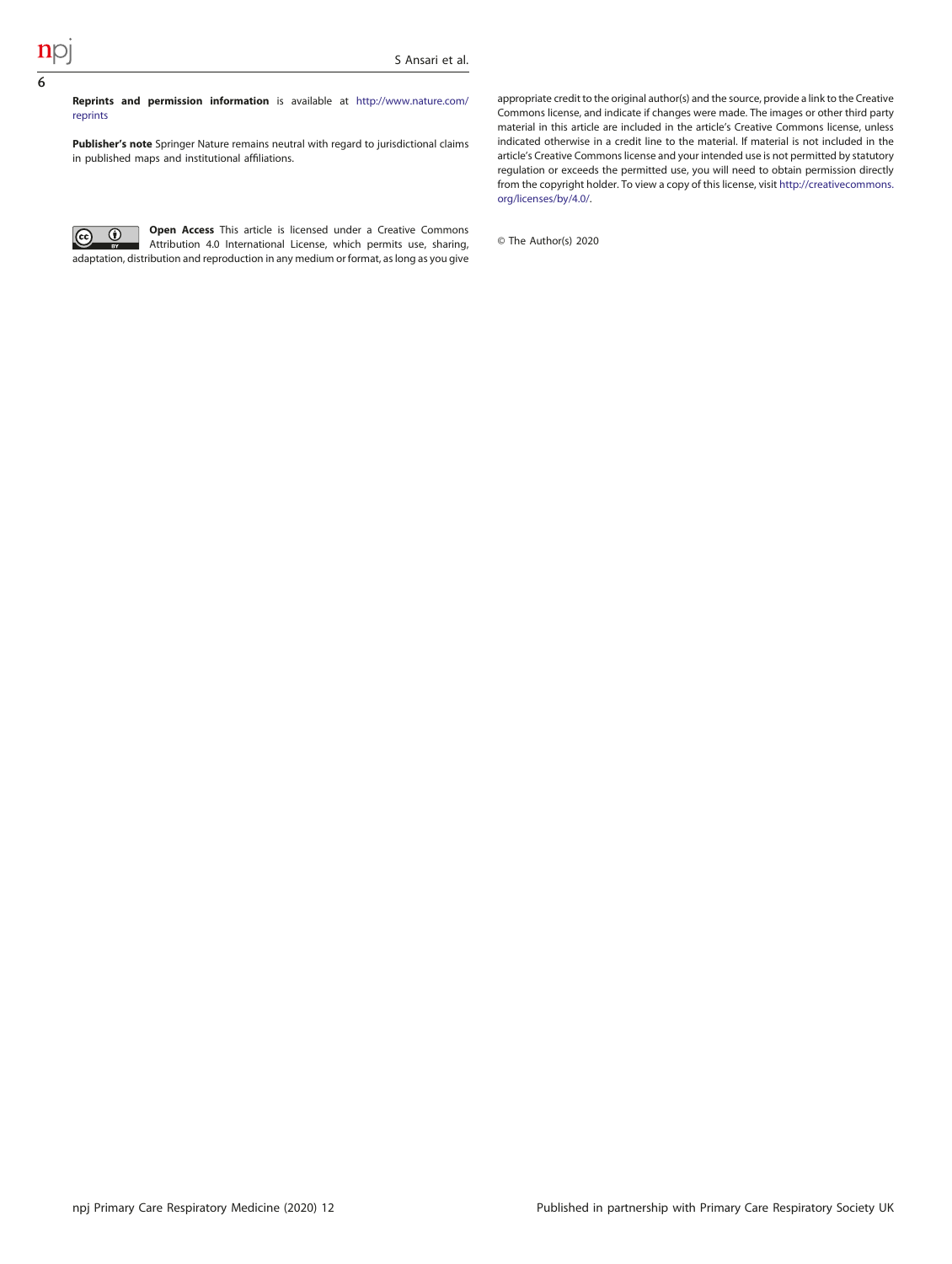**Reprints and permission information** is available at http://www.nature.com/reprints

**Publisher's note** Springer Nature remains neutral with regard to jurisdictional claims in published maps and institutional affiliations.

**Open Access** This article is licensed under a Creative Commons Attribution 4.0 International License, which permits use, sharing, adaptation, distribution and reproduction in any medium or format, as long as you give appropriate credit to the original author(s) and the source, provide a link to the Creative Commons license, and indicate if changes were made. The images or other third party material in this article are included in the article's Creative Commons license, unless indicated otherwise in a credit line to the material. If material is not included in the article's Creative Commons license and your intended use is not permitted by statutory regulation or exceeds the permitted use, you will need to obtain permission directly from the copyright holder. To view a copy of this license, visit http://creativecommons.org/licenses/by/4.0/.

© The Author(s) 2020